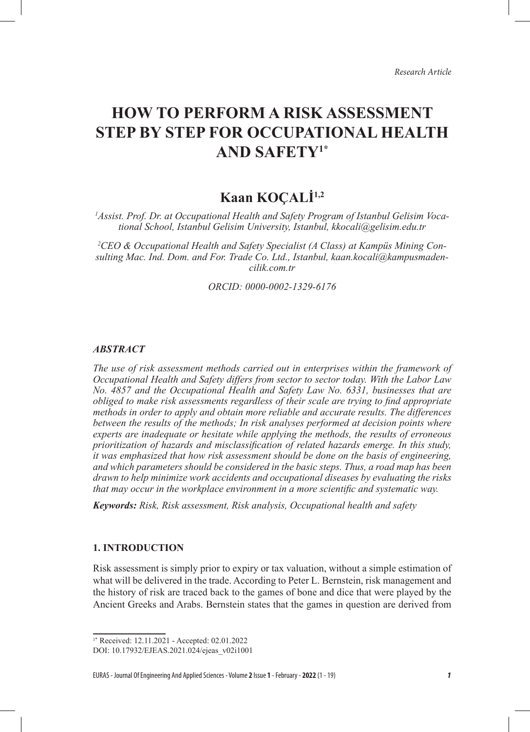*Research Article*

# HOW TO PERFORM A RISK ASSESSMENT STEP BY STEP FOR OCCUPATIONAL HEALTH AND SAFETY[1*]

## Kaan KOÇALİ[1,2]

*[1]Assist. Prof. Dr. at Occupational Health and Safety Program of Istanbul Gelisim Vocational School, Istanbul Gelisim University, Istanbul, kkocali@gelisim.edu.tr*

*[2]CEO & Occupational Health and Safety Specialist (A Class) at Kampüs Mining Consulting Mac. Ind. Dom. and For. Trade Co. Ltd., Istanbul, kaan.kocali@kampusmadencilik.com.tr*

*ORCID: 0000-0002-1329-6176*

### *ABSTRACT*

*The use of risk assessment methods carried out in enterprises within the framework of Occupational Health and Safety differs from sector to sector today. With the Labor Law No. 4857 and the Occupational Health and Safety Law No. 6331, businesses that are obliged to make risk assessments regardless of their scale are trying to find appropriate methods in order to apply and obtain more reliable and accurate results. The differences between the results of the methods; In risk analyses performed at decision points where experts are inadequate or hesitate while applying the methods, the results of erroneous prioritization of hazards and misclassification of related hazards emerge. In this study, it was emphasized that how risk assessment should be done on the basis of engineering, and which parameters should be considered in the basic steps. Thus, a road map has been drawn to help minimize work accidents and occupational diseases by evaluating the risks that may occur in the workplace environment in a more scientific and systematic way.*

***Keywords:** Risk, Risk assessment, Risk analysis, Occupational health and safety*

### 1. INTRODUCTION

Risk assessment is simply prior to expiry or tax valuation, without a simple estimation of what will be delivered in the trade. According to Peter L. Bernstein, risk management and the history of risk are traced back to the games of bone and dice that were played by the Ancient Greeks and Arabs. Bernstein states that the games in question are derived from

---

[1*] Received: 12.11.2021 - Accepted: 02.01.2022

DOI: 10.17932/EJEAS.2021.024/ejeas_v02i1001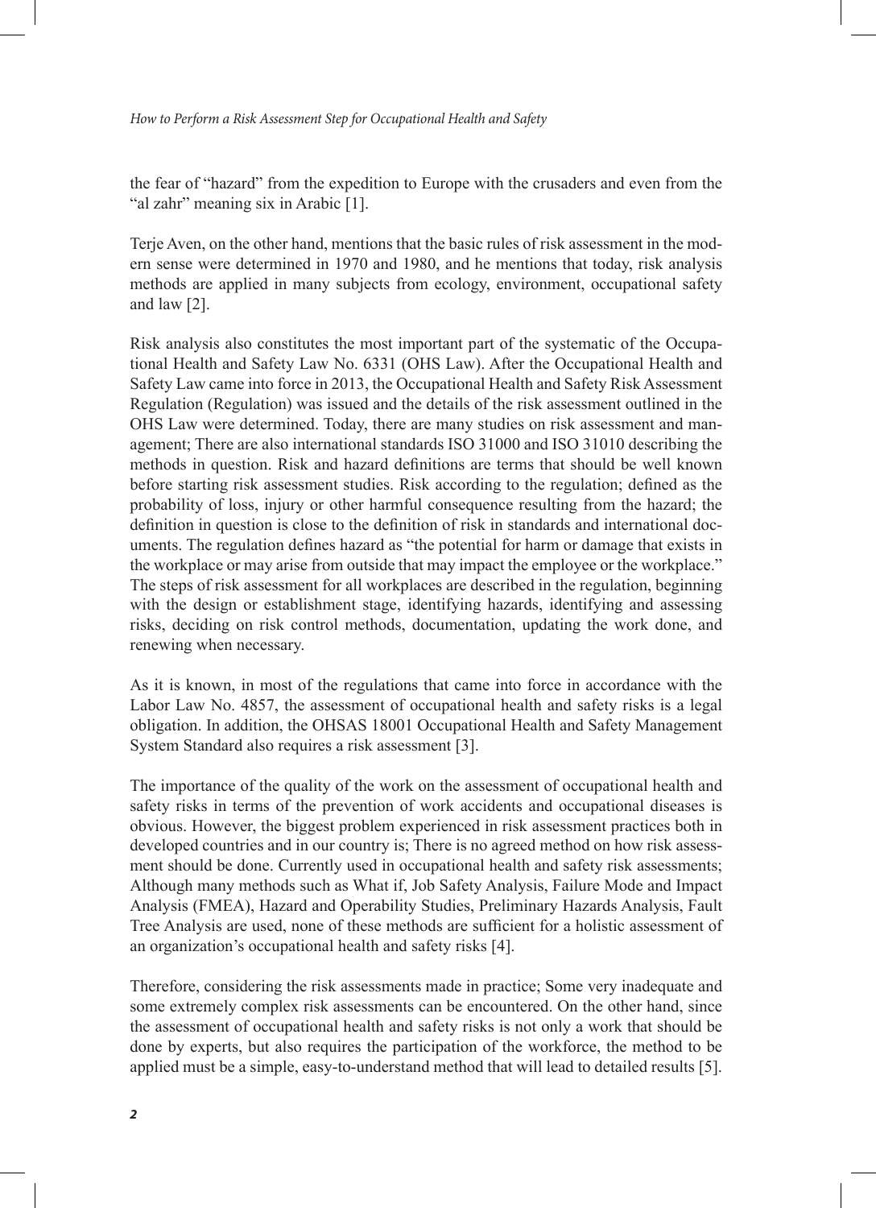the fear of "hazard" from the expedition to Europe with the crusaders and even from the "al zahr" meaning six in Arabic [1].

Terje Aven, on the other hand, mentions that the basic rules of risk assessment in the modern sense were determined in 1970 and 1980, and he mentions that today, risk analysis methods are applied in many subjects from ecology, environment, occupational safety and law [2].

Risk analysis also constitutes the most important part of the systematic of the Occupational Health and Safety Law No. 6331 (OHS Law). After the Occupational Health and Safety Law came into force in 2013, the Occupational Health and Safety Risk Assessment Regulation (Regulation) was issued and the details of the risk assessment outlined in the OHS Law were determined. Today, there are many studies on risk assessment and management; There are also international standards ISO 31000 and ISO 31010 describing the methods in question. Risk and hazard definitions are terms that should be well known before starting risk assessment studies. Risk according to the regulation; defined as the probability of loss, injury or other harmful consequence resulting from the hazard; the definition in question is close to the definition of risk in standards and international documents. The regulation defines hazard as "the potential for harm or damage that exists in the workplace or may arise from outside that may impact the employee or the workplace." The steps of risk assessment for all workplaces are described in the regulation, beginning with the design or establishment stage, identifying hazards, identifying and assessing risks, deciding on risk control methods, documentation, updating the work done, and renewing when necessary.

As it is known, in most of the regulations that came into force in accordance with the Labor Law No. 4857, the assessment of occupational health and safety risks is a legal obligation. In addition, the OHSAS 18001 Occupational Health and Safety Management System Standard also requires a risk assessment [3].

The importance of the quality of the work on the assessment of occupational health and safety risks in terms of the prevention of work accidents and occupational diseases is obvious. However, the biggest problem experienced in risk assessment practices both in developed countries and in our country is; There is no agreed method on how risk assessment should be done. Currently used in occupational health and safety risk assessments; Although many methods such as What if, Job Safety Analysis, Failure Mode and Impact Analysis (FMEA), Hazard and Operability Studies, Preliminary Hazards Analysis, Fault Tree Analysis are used, none of these methods are sufficient for a holistic assessment of an organization's occupational health and safety risks [4].

Therefore, considering the risk assessments made in practice; Some very inadequate and some extremely complex risk assessments can be encountered. On the other hand, since the assessment of occupational health and safety risks is not only a work that should be done by experts, but also requires the participation of the workforce, the method to be applied must be a simple, easy-to-understand method that will lead to detailed results [5].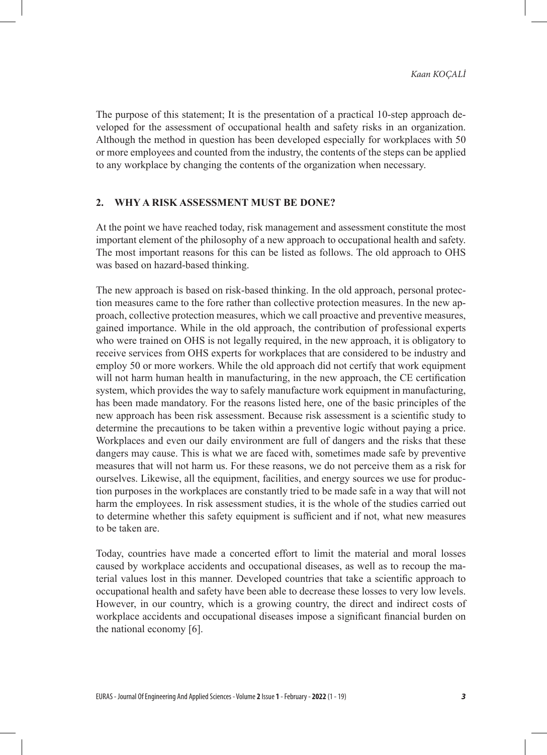The purpose of this statement; It is the presentation of a practical 10-step approach developed for the assessment of occupational health and safety risks in an organization. Although the method in question has been developed especially for workplaces with 50 or more employees and counted from the industry, the contents of the steps can be applied to any workplace by changing the contents of the organization when necessary.

## 2. WHY A RISK ASSESSMENT MUST BE DONE?

At the point we have reached today, risk management and assessment constitute the most important element of the philosophy of a new approach to occupational health and safety. The most important reasons for this can be listed as follows. The old approach to OHS was based on hazard-based thinking.

The new approach is based on risk-based thinking. In the old approach, personal protection measures came to the fore rather than collective protection measures. In the new approach, collective protection measures, which we call proactive and preventive measures, gained importance. While in the old approach, the contribution of professional experts who were trained on OHS is not legally required, in the new approach, it is obligatory to receive services from OHS experts for workplaces that are considered to be industry and employ 50 or more workers. While the old approach did not certify that work equipment will not harm human health in manufacturing, in the new approach, the CE certification system, which provides the way to safely manufacture work equipment in manufacturing, has been made mandatory. For the reasons listed here, one of the basic principles of the new approach has been risk assessment. Because risk assessment is a scientific study to determine the precautions to be taken within a preventive logic without paying a price. Workplaces and even our daily environment are full of dangers and the risks that these dangers may cause. This is what we are faced with, sometimes made safe by preventive measures that will not harm us. For these reasons, we do not perceive them as a risk for ourselves. Likewise, all the equipment, facilities, and energy sources we use for production purposes in the workplaces are constantly tried to be made safe in a way that will not harm the employees. In risk assessment studies, it is the whole of the studies carried out to determine whether this safety equipment is sufficient and if not, what new measures to be taken are.

Today, countries have made a concerted effort to limit the material and moral losses caused by workplace accidents and occupational diseases, as well as to recoup the material values lost in this manner. Developed countries that take a scientific approach to occupational health and safety have been able to decrease these losses to very low levels. However, in our country, which is a growing country, the direct and indirect costs of workplace accidents and occupational diseases impose a significant financial burden on the national economy [6].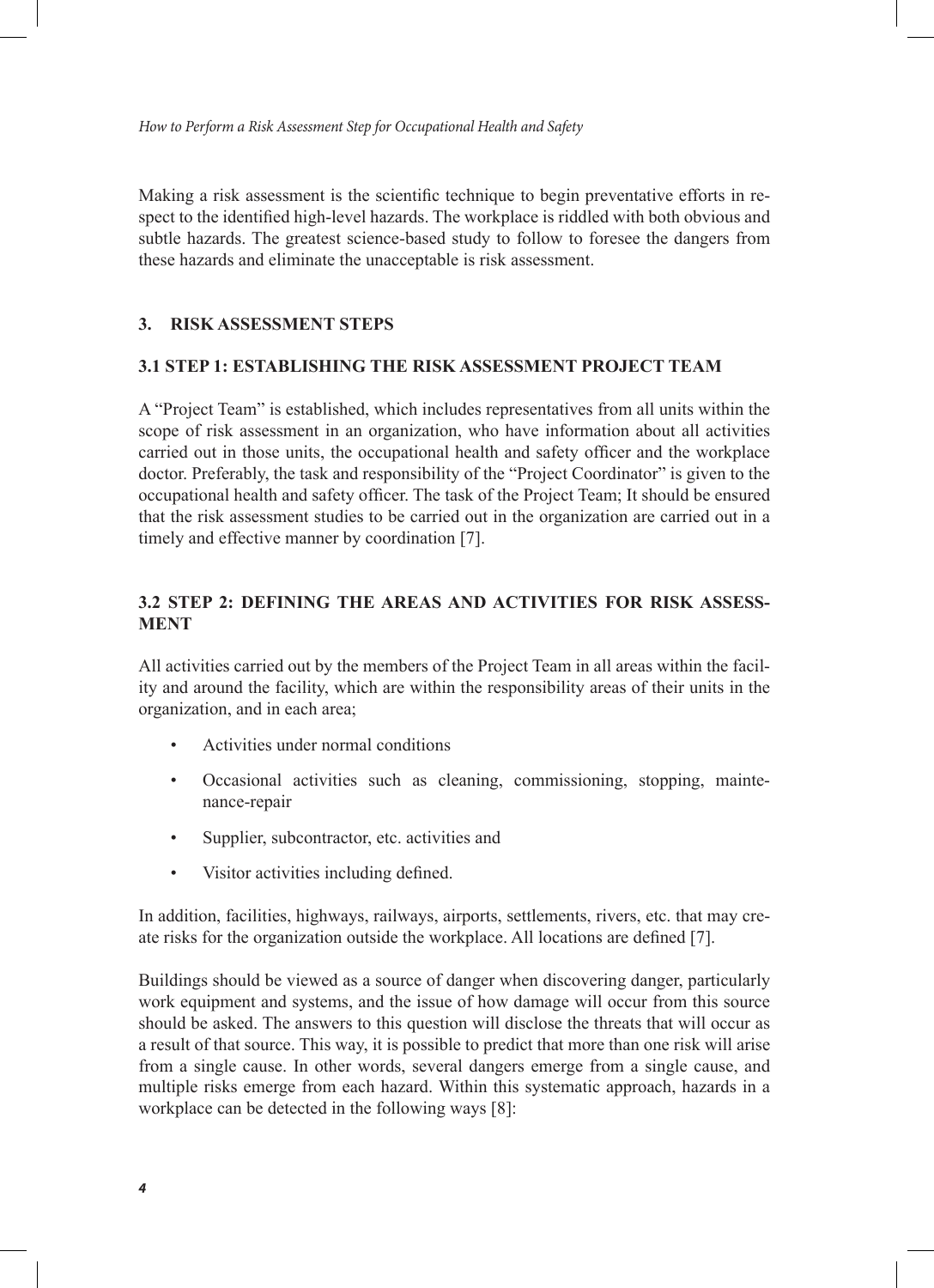Making a risk assessment is the scientific technique to begin preventative efforts in respect to the identified high-level hazards. The workplace is riddled with both obvious and subtle hazards. The greatest science-based study to follow to foresee the dangers from these hazards and eliminate the unacceptable is risk assessment.

## 3. RISK ASSESSMENT STEPS

### 3.1 STEP 1: ESTABLISHING THE RISK ASSESSMENT PROJECT TEAM

A "Project Team" is established, which includes representatives from all units within the scope of risk assessment in an organization, who have information about all activities carried out in those units, the occupational health and safety officer and the workplace doctor. Preferably, the task and responsibility of the "Project Coordinator" is given to the occupational health and safety officer. The task of the Project Team; It should be ensured that the risk assessment studies to be carried out in the organization are carried out in a timely and effective manner by coordination [7].

### 3.2 STEP 2: DEFINING THE AREAS AND ACTIVITIES FOR RISK ASSESSMENT

All activities carried out by the members of the Project Team in all areas within the facility and around the facility, which are within the responsibility areas of their units in the organization, and in each area;

- Activities under normal conditions
- Occasional activities such as cleaning, commissioning, stopping, maintenance-repair
- Supplier, subcontractor, etc. activities and
- Visitor activities including defined.

In addition, facilities, highways, railways, airports, settlements, rivers, etc. that may create risks for the organization outside the workplace. All locations are defined [7].

Buildings should be viewed as a source of danger when discovering danger, particularly work equipment and systems, and the issue of how damage will occur from this source should be asked. The answers to this question will disclose the threats that will occur as a result of that source. This way, it is possible to predict that more than one risk will arise from a single cause. In other words, several dangers emerge from a single cause, and multiple risks emerge from each hazard. Within this systematic approach, hazards in a workplace can be detected in the following ways [8]: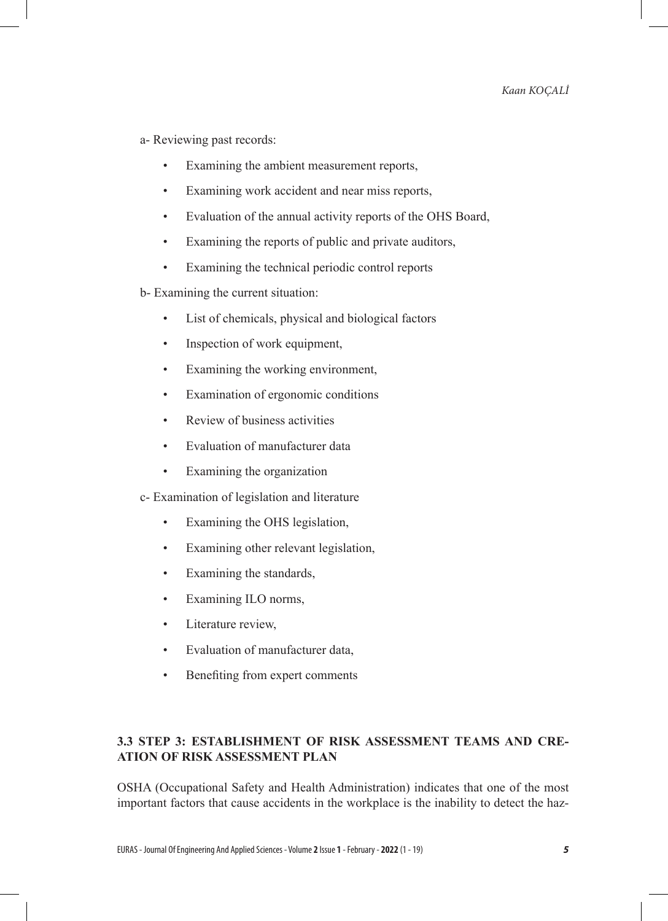a- Reviewing past records:

- Examining the ambient measurement reports,
- Examining work accident and near miss reports,
- Evaluation of the annual activity reports of the OHS Board,
- Examining the reports of public and private auditors,
- Examining the technical periodic control reports

b- Examining the current situation:

- List of chemicals, physical and biological factors
- Inspection of work equipment,
- Examining the working environment,
- Examination of ergonomic conditions
- Review of business activities
- Evaluation of manufacturer data
- Examining the organization

c- Examination of legislation and literature

- Examining the OHS legislation,
- Examining other relevant legislation,
- Examining the standards,
- Examining ILO norms,
- Literature review,
- Evaluation of manufacturer data,
- Benefiting from expert comments

### 3.3 STEP 3: ESTABLISHMENT OF RISK ASSESSMENT TEAMS AND CREATION OF RISK ASSESSMENT PLAN

OSHA (Occupational Safety and Health Administration) indicates that one of the most important factors that cause accidents in the workplace is the inability to detect the haz-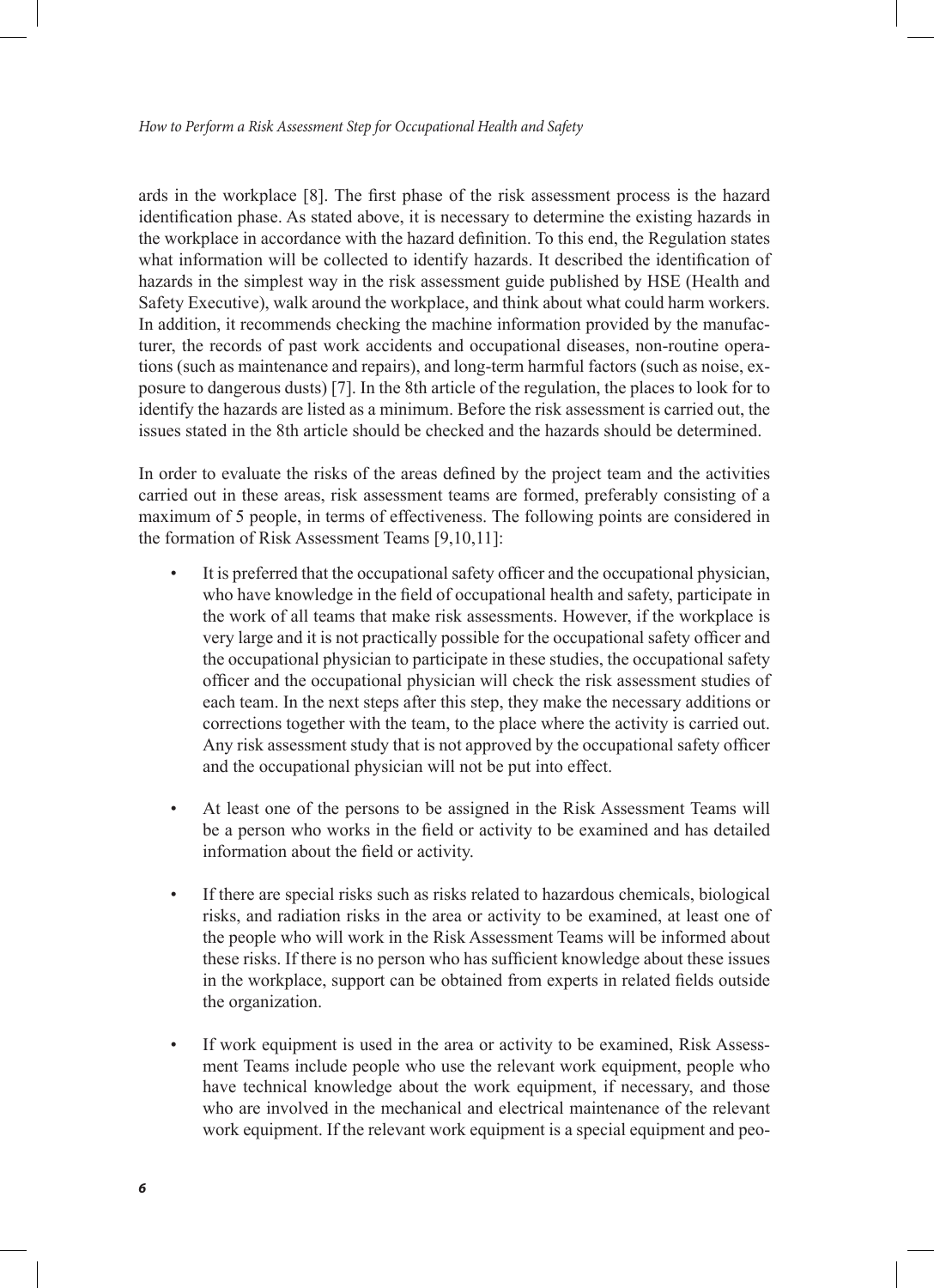ards in the workplace [8]. The first phase of the risk assessment process is the hazard identification phase. As stated above, it is necessary to determine the existing hazards in the workplace in accordance with the hazard definition. To this end, the Regulation states what information will be collected to identify hazards. It described the identification of hazards in the simplest way in the risk assessment guide published by HSE (Health and Safety Executive), walk around the workplace, and think about what could harm workers. In addition, it recommends checking the machine information provided by the manufacturer, the records of past work accidents and occupational diseases, non-routine operations (such as maintenance and repairs), and long-term harmful factors (such as noise, exposure to dangerous dusts) [7]. In the 8th article of the regulation, the places to look for to identify the hazards are listed as a minimum. Before the risk assessment is carried out, the issues stated in the 8th article should be checked and the hazards should be determined.

In order to evaluate the risks of the areas defined by the project team and the activities carried out in these areas, risk assessment teams are formed, preferably consisting of a maximum of 5 people, in terms of effectiveness. The following points are considered in the formation of Risk Assessment Teams [9,10,11]:

- It is preferred that the occupational safety officer and the occupational physician, who have knowledge in the field of occupational health and safety, participate in the work of all teams that make risk assessments. However, if the workplace is very large and it is not practically possible for the occupational safety officer and the occupational physician to participate in these studies, the occupational safety officer and the occupational physician will check the risk assessment studies of each team. In the next steps after this step, they make the necessary additions or corrections together with the team, to the place where the activity is carried out. Any risk assessment study that is not approved by the occupational safety officer and the occupational physician will not be put into effect.

- At least one of the persons to be assigned in the Risk Assessment Teams will be a person who works in the field or activity to be examined and has detailed information about the field or activity.

- If there are special risks such as risks related to hazardous chemicals, biological risks, and radiation risks in the area or activity to be examined, at least one of the people who will work in the Risk Assessment Teams will be informed about these risks. If there is no person who has sufficient knowledge about these issues in the workplace, support can be obtained from experts in related fields outside the organization.

- If work equipment is used in the area or activity to be examined, Risk Assessment Teams include people who use the relevant work equipment, people who have technical knowledge about the work equipment, if necessary, and those who are involved in the mechanical and electrical maintenance of the relevant work equipment. If the relevant work equipment is a special equipment and peo-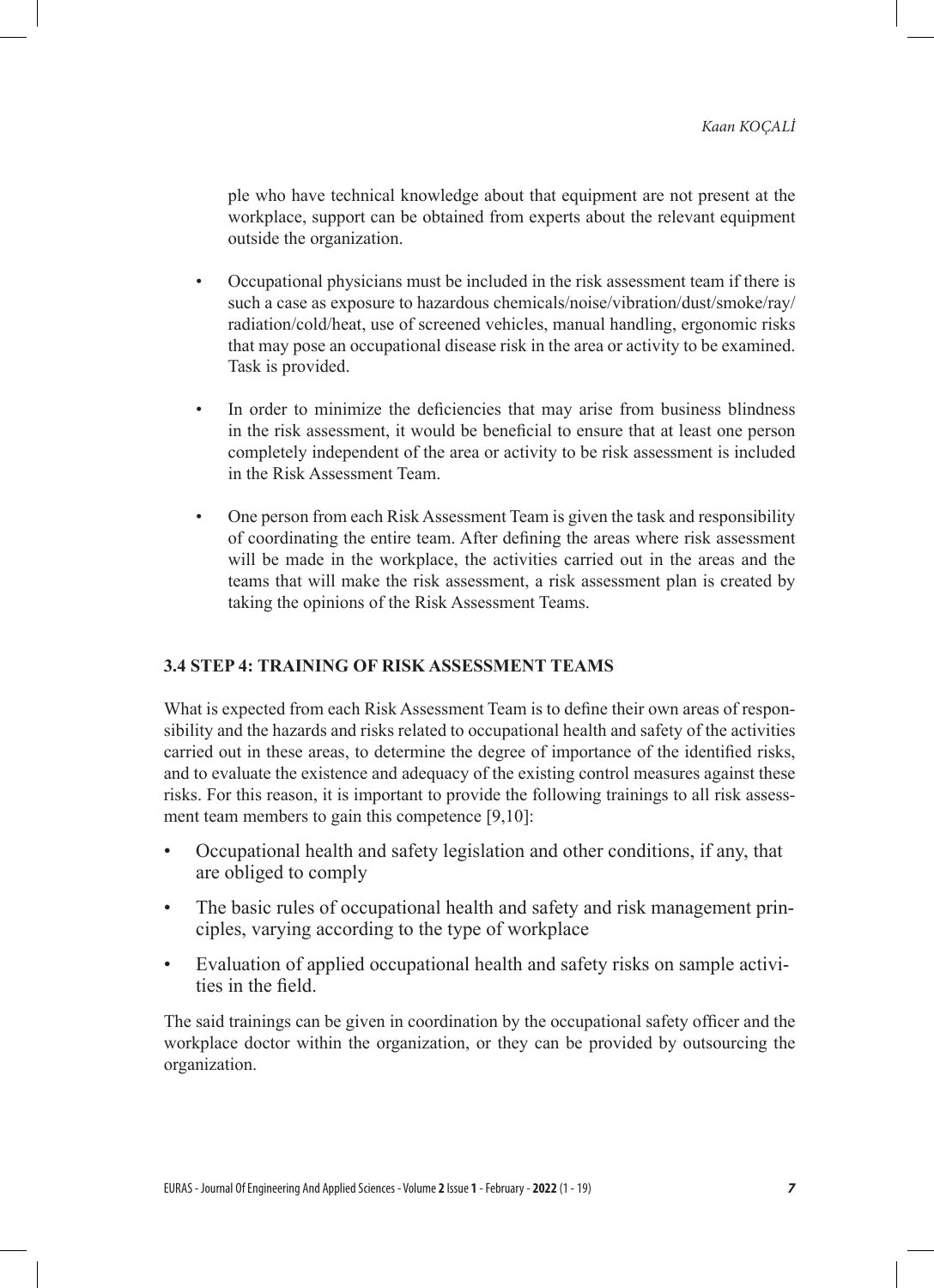ple who have technical knowledge about that equipment are not present at the workplace, support can be obtained from experts about the relevant equipment outside the organization.

- Occupational physicians must be included in the risk assessment team if there is such a case as exposure to hazardous chemicals/noise/vibration/dust/smoke/ray/radiation/cold/heat, use of screened vehicles, manual handling, ergonomic risks that may pose an occupational disease risk in the area or activity to be examined. Task is provided.
- In order to minimize the deficiencies that may arise from business blindness in the risk assessment, it would be beneficial to ensure that at least one person completely independent of the area or activity to be risk assessment is included in the Risk Assessment Team.
- One person from each Risk Assessment Team is given the task and responsibility of coordinating the entire team. After defining the areas where risk assessment will be made in the workplace, the activities carried out in the areas and the teams that will make the risk assessment, a risk assessment plan is created by taking the opinions of the Risk Assessment Teams.

### 3.4 STEP 4: TRAINING OF RISK ASSESSMENT TEAMS

What is expected from each Risk Assessment Team is to define their own areas of responsibility and the hazards and risks related to occupational health and safety of the activities carried out in these areas, to determine the degree of importance of the identified risks, and to evaluate the existence and adequacy of the existing control measures against these risks. For this reason, it is important to provide the following trainings to all risk assessment team members to gain this competence [9,10]:

- Occupational health and safety legislation and other conditions, if any, that are obliged to comply
- The basic rules of occupational health and safety and risk management principles, varying according to the type of workplace
- Evaluation of applied occupational health and safety risks on sample activities in the field.

The said trainings can be given in coordination by the occupational safety officer and the workplace doctor within the organization, or they can be provided by outsourcing the organization.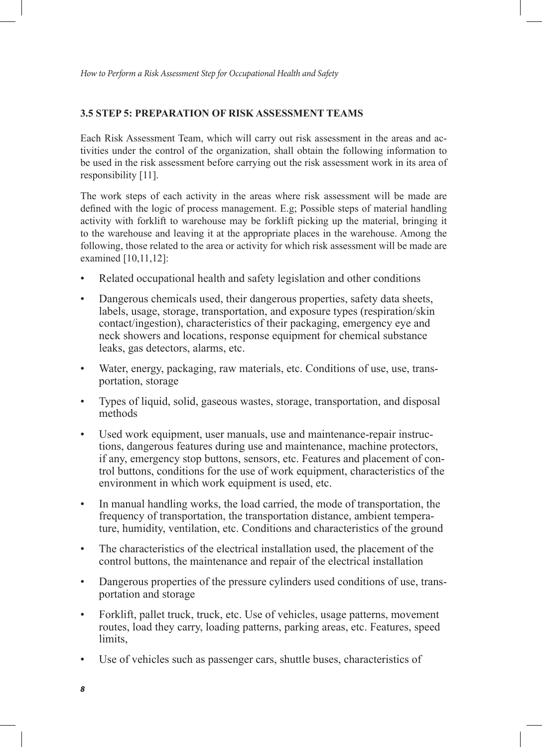### 3.5 STEP 5: PREPARATION OF RISK ASSESSMENT TEAMS

Each Risk Assessment Team, which will carry out risk assessment in the areas and activities under the control of the organization, shall obtain the following information to be used in the risk assessment before carrying out the risk assessment work in its area of responsibility [11].

The work steps of each activity in the areas where risk assessment will be made are defined with the logic of process management. E.g; Possible steps of material handling activity with forklift to warehouse may be forklift picking up the material, bringing it to the warehouse and leaving it at the appropriate places in the warehouse. Among the following, those related to the area or activity for which risk assessment will be made are examined [10,11,12]:

- Related occupational health and safety legislation and other conditions
- Dangerous chemicals used, their dangerous properties, safety data sheets, labels, usage, storage, transportation, and exposure types (respiration/skin contact/ingestion), characteristics of their packaging, emergency eye and neck showers and locations, response equipment for chemical substance leaks, gas detectors, alarms, etc.
- Water, energy, packaging, raw materials, etc. Conditions of use, use, transportation, storage
- Types of liquid, solid, gaseous wastes, storage, transportation, and disposal methods
- Used work equipment, user manuals, use and maintenance-repair instructions, dangerous features during use and maintenance, machine protectors, if any, emergency stop buttons, sensors, etc. Features and placement of control buttons, conditions for the use of work equipment, characteristics of the environment in which work equipment is used, etc.
- In manual handling works, the load carried, the mode of transportation, the frequency of transportation, the transportation distance, ambient temperature, humidity, ventilation, etc. Conditions and characteristics of the ground
- The characteristics of the electrical installation used, the placement of the control buttons, the maintenance and repair of the electrical installation
- Dangerous properties of the pressure cylinders used conditions of use, transportation and storage
- Forklift, pallet truck, truck, etc. Use of vehicles, usage patterns, movement routes, load they carry, loading patterns, parking areas, etc. Features, speed limits,
- Use of vehicles such as passenger cars, shuttle buses, characteristics of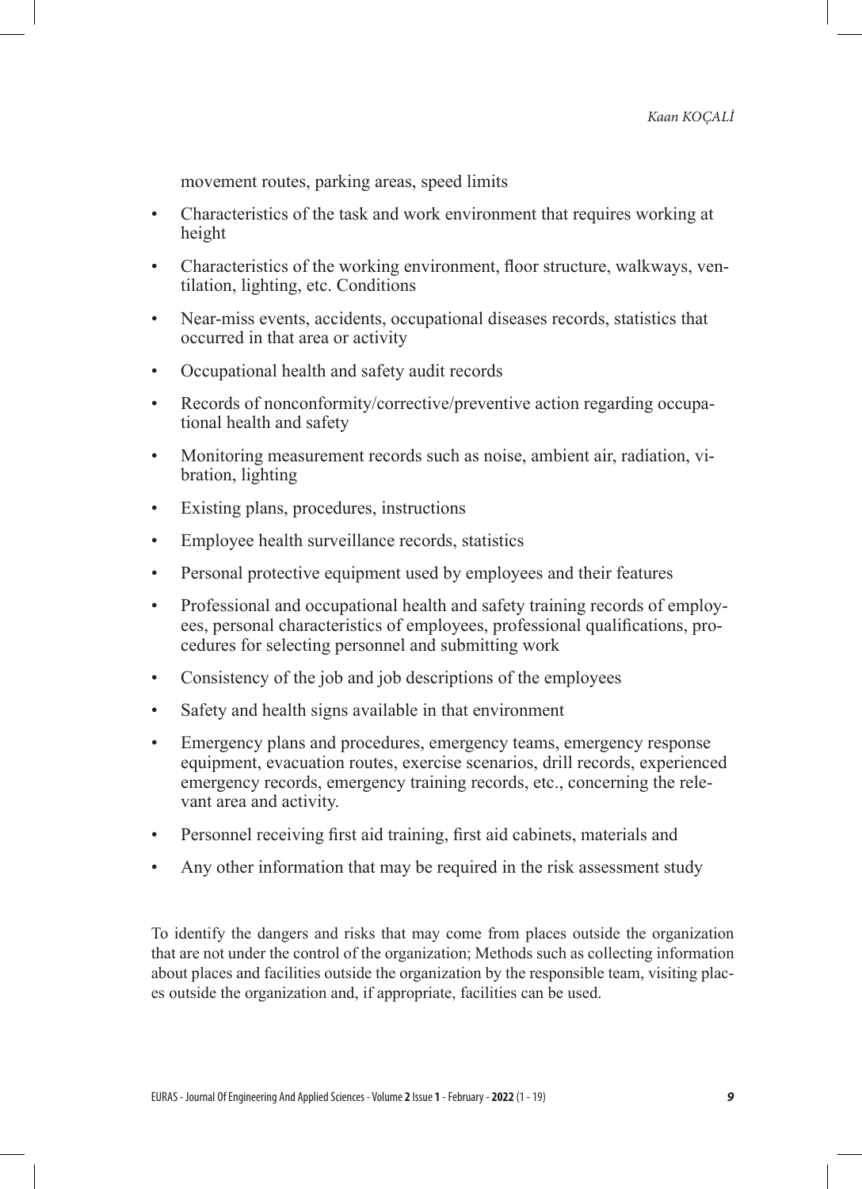movement routes, parking areas, speed limits

- Characteristics of the task and work environment that requires working at height
- Characteristics of the working environment, floor structure, walkways, ventilation, lighting, etc. Conditions
- Near-miss events, accidents, occupational diseases records, statistics that occurred in that area or activity
- Occupational health and safety audit records
- Records of nonconformity/corrective/preventive action regarding occupational health and safety
- Monitoring measurement records such as noise, ambient air, radiation, vibration, lighting
- Existing plans, procedures, instructions
- Employee health surveillance records, statistics
- Personal protective equipment used by employees and their features
- Professional and occupational health and safety training records of employees, personal characteristics of employees, professional qualifications, procedures for selecting personnel and submitting work
- Consistency of the job and job descriptions of the employees
- Safety and health signs available in that environment
- Emergency plans and procedures, emergency teams, emergency response equipment, evacuation routes, exercise scenarios, drill records, experienced emergency records, emergency training records, etc., concerning the relevant area and activity.
- Personnel receiving first aid training, first aid cabinets, materials and
- Any other information that may be required in the risk assessment study

To identify the dangers and risks that may come from places outside the organization that are not under the control of the organization; Methods such as collecting information about places and facilities outside the organization by the responsible team, visiting places outside the organization and, if appropriate, facilities can be used.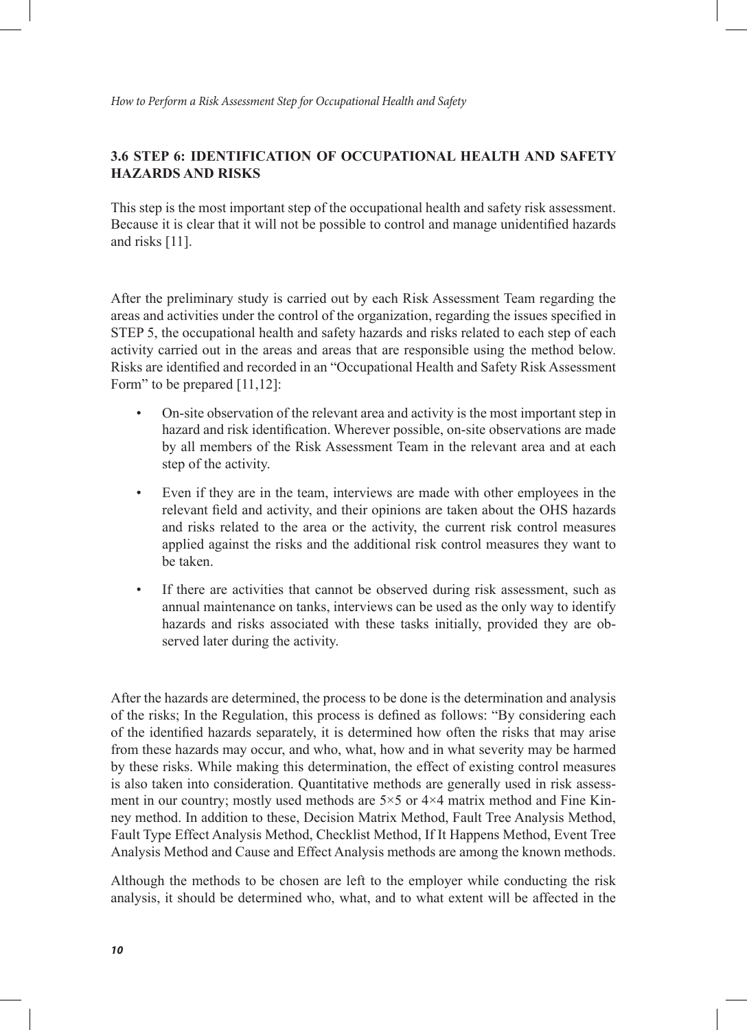### 3.6 STEP 6: IDENTIFICATION OF OCCUPATIONAL HEALTH AND SAFETY HAZARDS AND RISKS

This step is the most important step of the occupational health and safety risk assessment. Because it is clear that it will not be possible to control and manage unidentified hazards and risks [11].

After the preliminary study is carried out by each Risk Assessment Team regarding the areas and activities under the control of the organization, regarding the issues specified in STEP 5, the occupational health and safety hazards and risks related to each step of each activity carried out in the areas and areas that are responsible using the method below. Risks are identified and recorded in an "Occupational Health and Safety Risk Assessment Form" to be prepared [11,12]:

- On-site observation of the relevant area and activity is the most important step in hazard and risk identification. Wherever possible, on-site observations are made by all members of the Risk Assessment Team in the relevant area and at each step of the activity.
- Even if they are in the team, interviews are made with other employees in the relevant field and activity, and their opinions are taken about the OHS hazards and risks related to the area or the activity, the current risk control measures applied against the risks and the additional risk control measures they want to be taken.
- If there are activities that cannot be observed during risk assessment, such as annual maintenance on tanks, interviews can be used as the only way to identify hazards and risks associated with these tasks initially, provided they are observed later during the activity.

After the hazards are determined, the process to be done is the determination and analysis of the risks; In the Regulation, this process is defined as follows: "By considering each of the identified hazards separately, it is determined how often the risks that may arise from these hazards may occur, and who, what, how and in what severity may be harmed by these risks. While making this determination, the effect of existing control measures is also taken into consideration. Quantitative methods are generally used in risk assessment in our country; mostly used methods are 5×5 or 4×4 matrix method and Fine Kinney method. In addition to these, Decision Matrix Method, Fault Tree Analysis Method, Fault Type Effect Analysis Method, Checklist Method, If It Happens Method, Event Tree Analysis Method and Cause and Effect Analysis methods are among the known methods.

Although the methods to be chosen are left to the employer while conducting the risk analysis, it should be determined who, what, and to what extent will be affected in the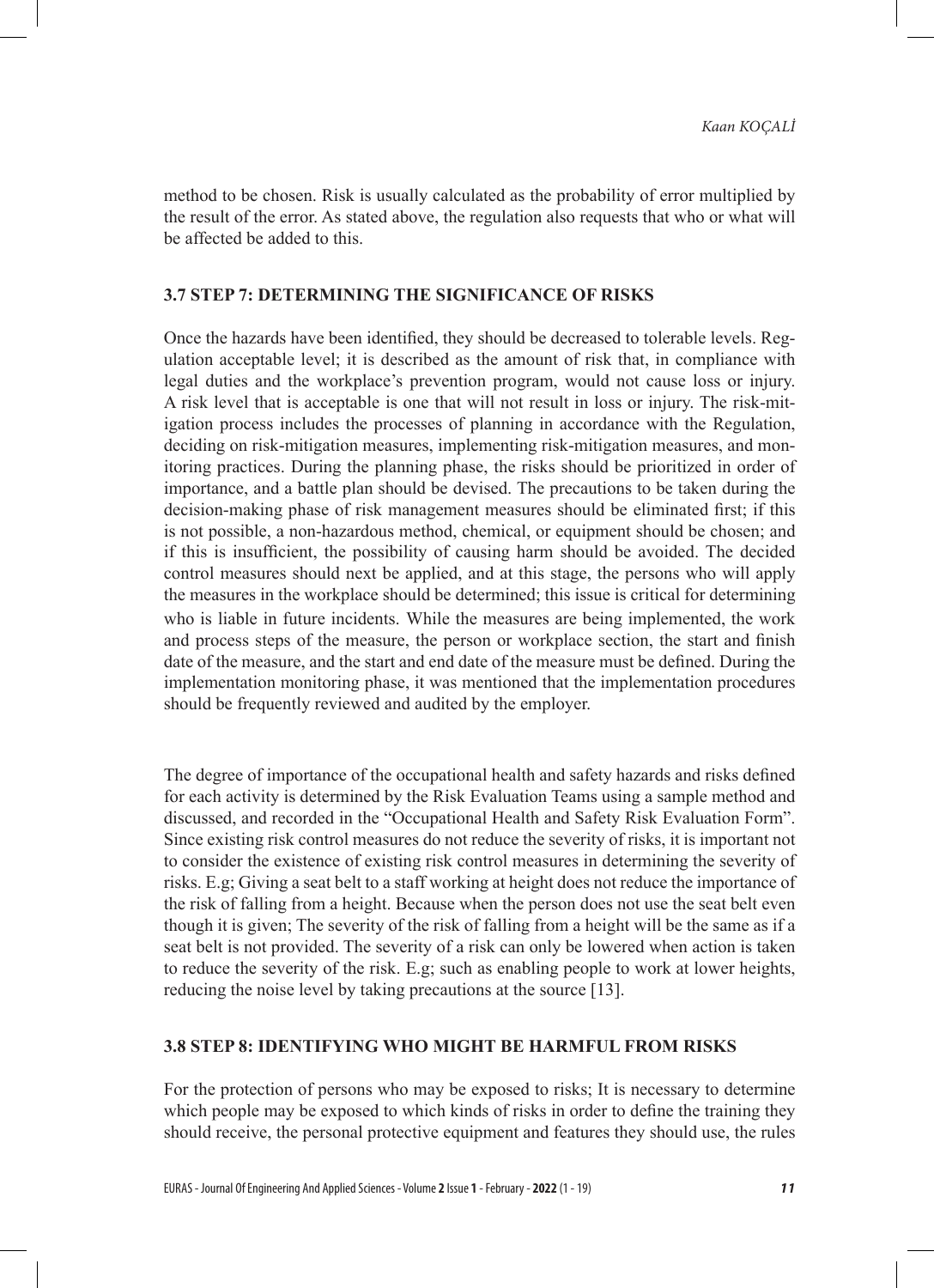method to be chosen. Risk is usually calculated as the probability of error multiplied by the result of the error. As stated above, the regulation also requests that who or what will be affected be added to this.

### 3.7 STEP 7: DETERMINING THE SIGNIFICANCE OF RISKS

Once the hazards have been identified, they should be decreased to tolerable levels. Regulation acceptable level; it is described as the amount of risk that, in compliance with legal duties and the workplace's prevention program, would not cause loss or injury. A risk level that is acceptable is one that will not result in loss or injury. The risk-mitigation process includes the processes of planning in accordance with the Regulation, deciding on risk-mitigation measures, implementing risk-mitigation measures, and monitoring practices. During the planning phase, the risks should be prioritized in order of importance, and a battle plan should be devised. The precautions to be taken during the decision-making phase of risk management measures should be eliminated first; if this is not possible, a non-hazardous method, chemical, or equipment should be chosen; and if this is insufficient, the possibility of causing harm should be avoided. The decided control measures should next be applied, and at this stage, the persons who will apply the measures in the workplace should be determined; this issue is critical for determining who is liable in future incidents. While the measures are being implemented, the work and process steps of the measure, the person or workplace section, the start and finish date of the measure, and the start and end date of the measure must be defined. During the implementation monitoring phase, it was mentioned that the implementation procedures should be frequently reviewed and audited by the employer.

The degree of importance of the occupational health and safety hazards and risks defined for each activity is determined by the Risk Evaluation Teams using a sample method and discussed, and recorded in the "Occupational Health and Safety Risk Evaluation Form". Since existing risk control measures do not reduce the severity of risks, it is important not to consider the existence of existing risk control measures in determining the severity of risks. E.g; Giving a seat belt to a staff working at height does not reduce the importance of the risk of falling from a height. Because when the person does not use the seat belt even though it is given; The severity of the risk of falling from a height will be the same as if a seat belt is not provided. The severity of a risk can only be lowered when action is taken to reduce the severity of the risk. E.g; such as enabling people to work at lower heights, reducing the noise level by taking precautions at the source [13].

### 3.8 STEP 8: IDENTIFYING WHO MIGHT BE HARMFUL FROM RISKS

For the protection of persons who may be exposed to risks; It is necessary to determine which people may be exposed to which kinds of risks in order to define the training they should receive, the personal protective equipment and features they should use, the rules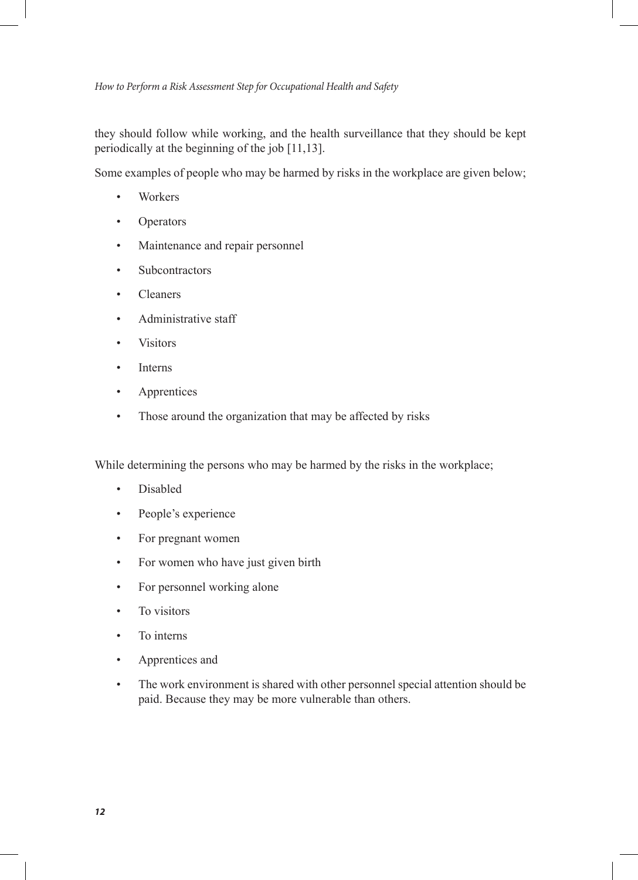they should follow while working, and the health surveillance that they should be kept periodically at the beginning of the job [11,13].

Some examples of people who may be harmed by risks in the workplace are given below;

- Workers
- Operators
- Maintenance and repair personnel
- Subcontractors
- Cleaners
- Administrative staff
- Visitors
- Interns
- Apprentices
- Those around the organization that may be affected by risks

While determining the persons who may be harmed by the risks in the workplace;

- Disabled
- People's experience
- For pregnant women
- For women who have just given birth
- For personnel working alone
- To visitors
- To interns
- Apprentices and
- The work environment is shared with other personnel special attention should be paid. Because they may be more vulnerable than others.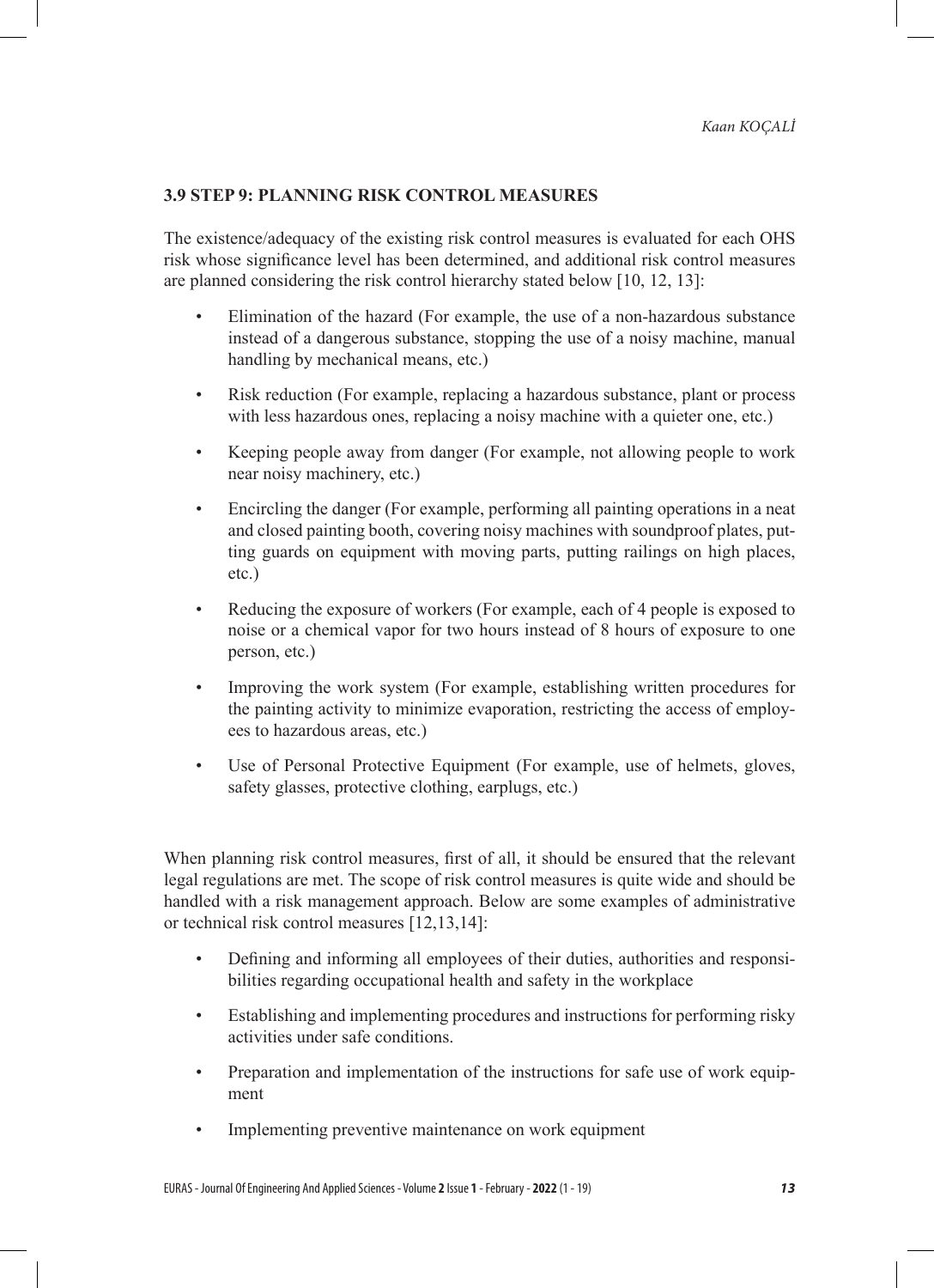### 3.9 STEP 9: PLANNING RISK CONTROL MEASURES

The existence/adequacy of the existing risk control measures is evaluated for each OHS risk whose significance level has been determined, and additional risk control measures are planned considering the risk control hierarchy stated below [10, 12, 13]:

- Elimination of the hazard (For example, the use of a non-hazardous substance instead of a dangerous substance, stopping the use of a noisy machine, manual handling by mechanical means, etc.)
- Risk reduction (For example, replacing a hazardous substance, plant or process with less hazardous ones, replacing a noisy machine with a quieter one, etc.)
- Keeping people away from danger (For example, not allowing people to work near noisy machinery, etc.)
- Encircling the danger (For example, performing all painting operations in a neat and closed painting booth, covering noisy machines with soundproof plates, putting guards on equipment with moving parts, putting railings on high places, etc.)
- Reducing the exposure of workers (For example, each of 4 people is exposed to noise or a chemical vapor for two hours instead of 8 hours of exposure to one person, etc.)
- Improving the work system (For example, establishing written procedures for the painting activity to minimize evaporation, restricting the access of employees to hazardous areas, etc.)
- Use of Personal Protective Equipment (For example, use of helmets, gloves, safety glasses, protective clothing, earplugs, etc.)

When planning risk control measures, first of all, it should be ensured that the relevant legal regulations are met. The scope of risk control measures is quite wide and should be handled with a risk management approach. Below are some examples of administrative or technical risk control measures [12,13,14]:

- Defining and informing all employees of their duties, authorities and responsibilities regarding occupational health and safety in the workplace
- Establishing and implementing procedures and instructions for performing risky activities under safe conditions.
- Preparation and implementation of the instructions for safe use of work equipment
- Implementing preventive maintenance on work equipment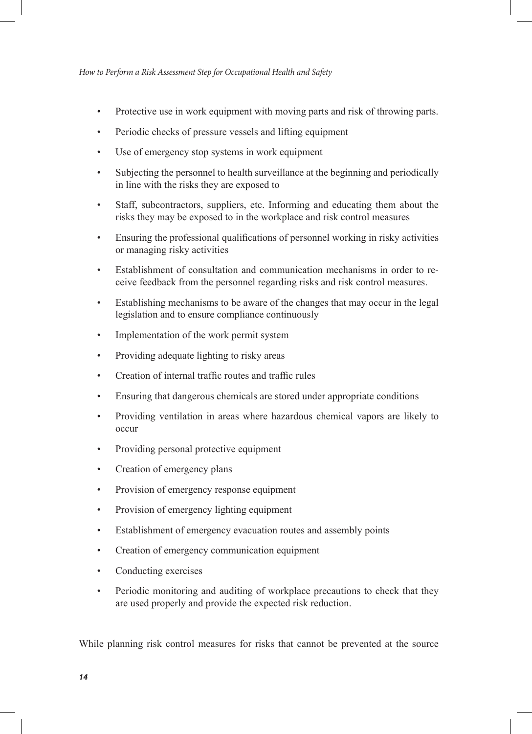- Protective use in work equipment with moving parts and risk of throwing parts.
- Periodic checks of pressure vessels and lifting equipment
- Use of emergency stop systems in work equipment
- Subjecting the personnel to health surveillance at the beginning and periodically in line with the risks they are exposed to
- Staff, subcontractors, suppliers, etc. Informing and educating them about the risks they may be exposed to in the workplace and risk control measures
- Ensuring the professional qualifications of personnel working in risky activities or managing risky activities
- Establishment of consultation and communication mechanisms in order to receive feedback from the personnel regarding risks and risk control measures.
- Establishing mechanisms to be aware of the changes that may occur in the legal legislation and to ensure compliance continuously
- Implementation of the work permit system
- Providing adequate lighting to risky areas
- Creation of internal traffic routes and traffic rules
- Ensuring that dangerous chemicals are stored under appropriate conditions
- Providing ventilation in areas where hazardous chemical vapors are likely to occur
- Providing personal protective equipment
- Creation of emergency plans
- Provision of emergency response equipment
- Provision of emergency lighting equipment
- Establishment of emergency evacuation routes and assembly points
- Creation of emergency communication equipment
- Conducting exercises
- Periodic monitoring and auditing of workplace precautions to check that they are used properly and provide the expected risk reduction.

While planning risk control measures for risks that cannot be prevented at the source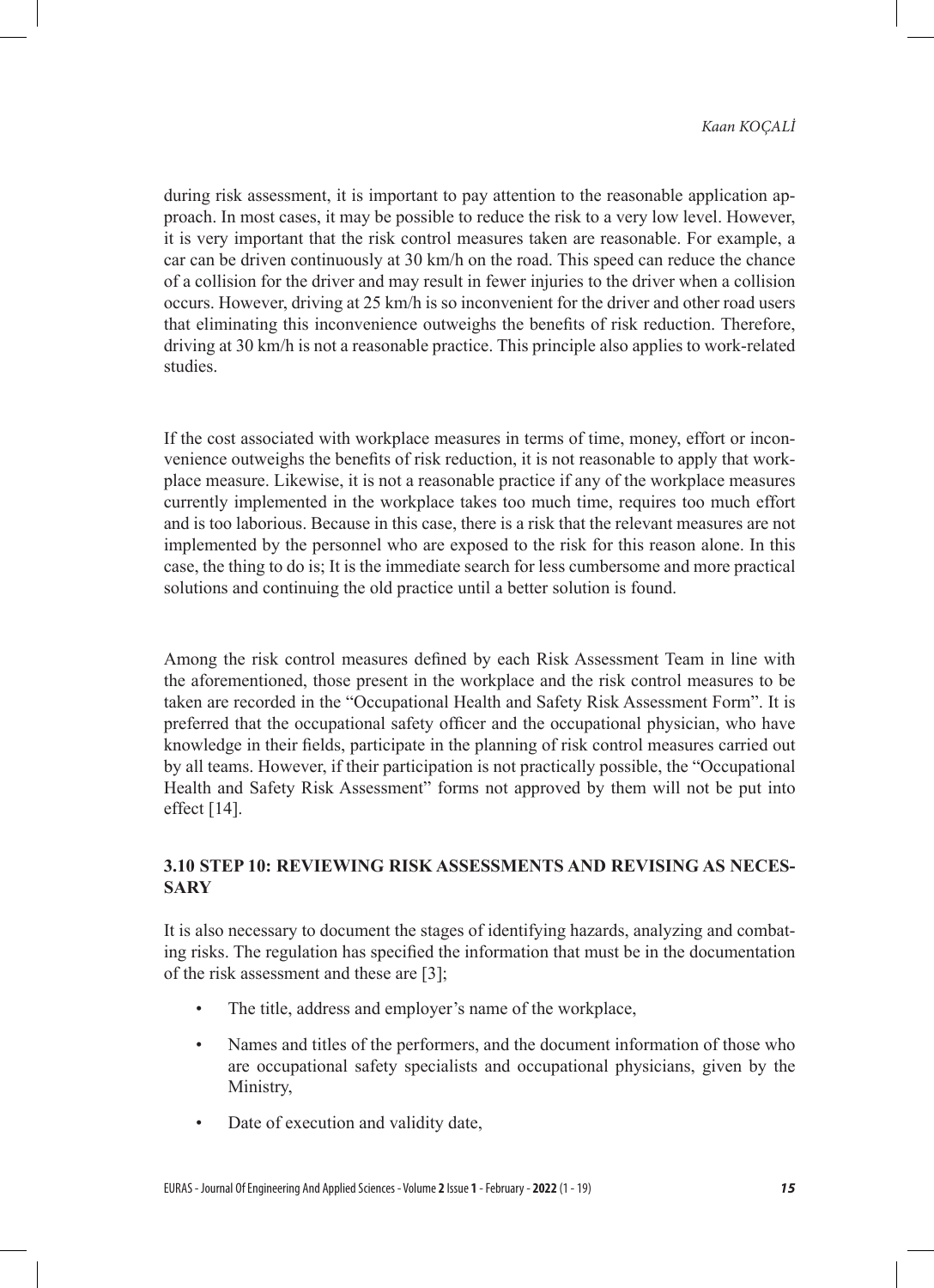during risk assessment, it is important to pay attention to the reasonable application approach. In most cases, it may be possible to reduce the risk to a very low level. However, it is very important that the risk control measures taken are reasonable. For example, a car can be driven continuously at 30 km/h on the road. This speed can reduce the chance of a collision for the driver and may result in fewer injuries to the driver when a collision occurs. However, driving at 25 km/h is so inconvenient for the driver and other road users that eliminating this inconvenience outweighs the benefits of risk reduction. Therefore, driving at 30 km/h is not a reasonable practice. This principle also applies to work-related studies.

If the cost associated with workplace measures in terms of time, money, effort or inconvenience outweighs the benefits of risk reduction, it is not reasonable to apply that workplace measure. Likewise, it is not a reasonable practice if any of the workplace measures currently implemented in the workplace takes too much time, requires too much effort and is too laborious. Because in this case, there is a risk that the relevant measures are not implemented by the personnel who are exposed to the risk for this reason alone. In this case, the thing to do is; It is the immediate search for less cumbersome and more practical solutions and continuing the old practice until a better solution is found.

Among the risk control measures defined by each Risk Assessment Team in line with the aforementioned, those present in the workplace and the risk control measures to be taken are recorded in the "Occupational Health and Safety Risk Assessment Form". It is preferred that the occupational safety officer and the occupational physician, who have knowledge in their fields, participate in the planning of risk control measures carried out by all teams. However, if their participation is not practically possible, the "Occupational Health and Safety Risk Assessment" forms not approved by them will not be put into effect [14].

### 3.10 STEP 10: REVIEWING RISK ASSESSMENTS AND REVISING AS NECESSARY

It is also necessary to document the stages of identifying hazards, analyzing and combating risks. The regulation has specified the information that must be in the documentation of the risk assessment and these are [3];

- The title, address and employer's name of the workplace,
- Names and titles of the performers, and the document information of those who are occupational safety specialists and occupational physicians, given by the Ministry,
- Date of execution and validity date,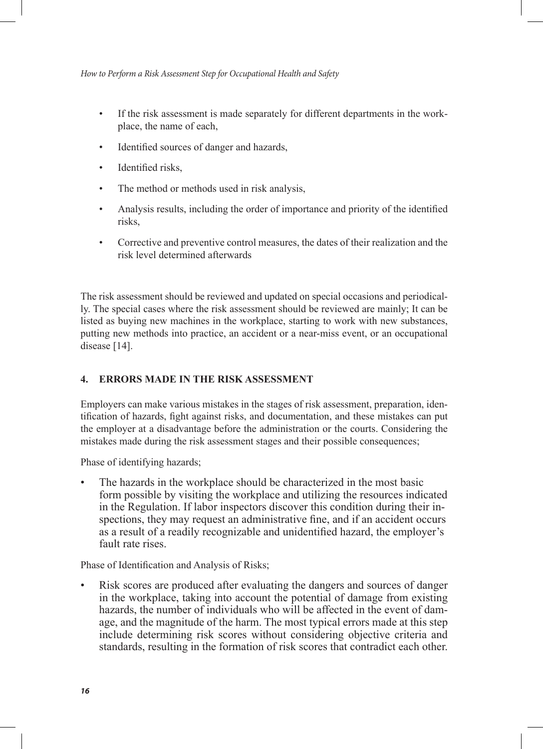- If the risk assessment is made separately for different departments in the workplace, the name of each,
- Identified sources of danger and hazards,
- Identified risks,
- The method or methods used in risk analysis,
- Analysis results, including the order of importance and priority of the identified risks,
- Corrective and preventive control measures, the dates of their realization and the risk level determined afterwards

The risk assessment should be reviewed and updated on special occasions and periodically. The special cases where the risk assessment should be reviewed are mainly; It can be listed as buying new machines in the workplace, starting to work with new substances, putting new methods into practice, an accident or a near-miss event, or an occupational disease [14].

## 4. ERRORS MADE IN THE RISK ASSESSMENT

Employers can make various mistakes in the stages of risk assessment, preparation, identification of hazards, fight against risks, and documentation, and these mistakes can put the employer at a disadvantage before the administration or the courts. Considering the mistakes made during the risk assessment stages and their possible consequences;

Phase of identifying hazards;

- The hazards in the workplace should be characterized in the most basic form possible by visiting the workplace and utilizing the resources indicated in the Regulation. If labor inspectors discover this condition during their inspections, they may request an administrative fine, and if an accident occurs as a result of a readily recognizable and unidentified hazard, the employer's fault rate rises.

Phase of Identification and Analysis of Risks;

- Risk scores are produced after evaluating the dangers and sources of danger in the workplace, taking into account the potential of damage from existing hazards, the number of individuals who will be affected in the event of damage, and the magnitude of the harm. The most typical errors made at this step include determining risk scores without considering objective criteria and standards, resulting in the formation of risk scores that contradict each other.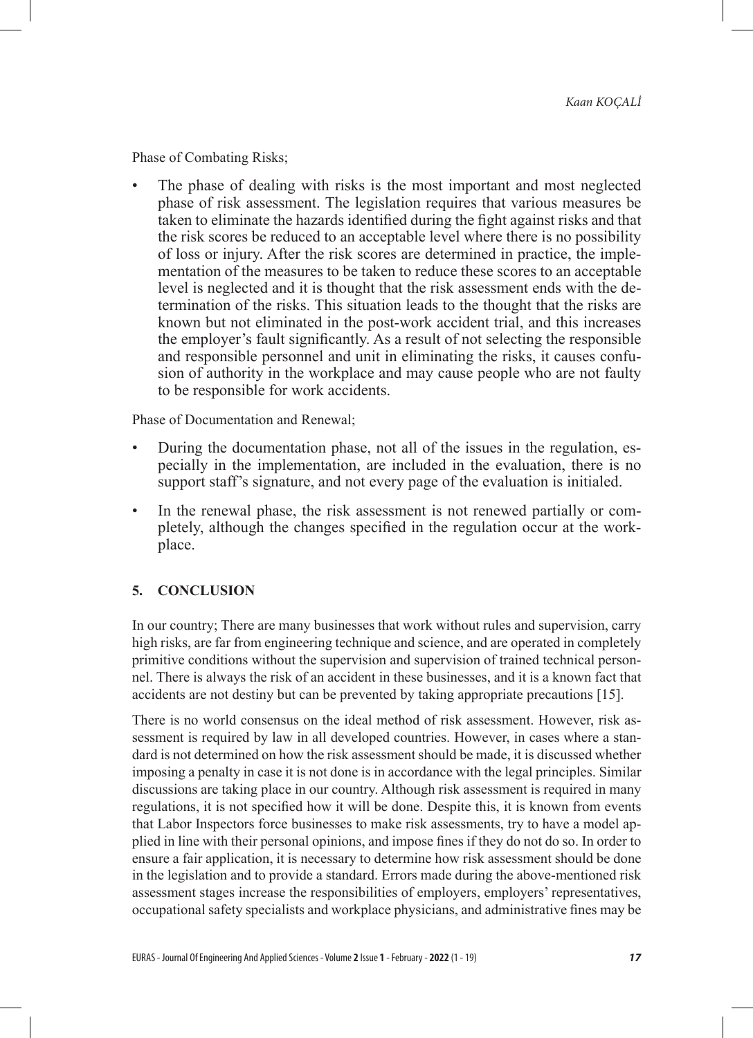Phase of Combating Risks;

- The phase of dealing with risks is the most important and most neglected phase of risk assessment. The legislation requires that various measures be taken to eliminate the hazards identified during the fight against risks and that the risk scores be reduced to an acceptable level where there is no possibility of loss or injury. After the risk scores are determined in practice, the implementation of the measures to be taken to reduce these scores to an acceptable level is neglected and it is thought that the risk assessment ends with the determination of the risks. This situation leads to the thought that the risks are known but not eliminated in the post-work accident trial, and this increases the employer's fault significantly. As a result of not selecting the responsible and responsible personnel and unit in eliminating the risks, it causes confusion of authority in the workplace and may cause people who are not faulty to be responsible for work accidents.

Phase of Documentation and Renewal;

- During the documentation phase, not all of the issues in the regulation, especially in the implementation, are included in the evaluation, there is no support staff's signature, and not every page of the evaluation is initialed.
- In the renewal phase, the risk assessment is not renewed partially or completely, although the changes specified in the regulation occur at the workplace.

## 5. CONCLUSION

In our country; There are many businesses that work without rules and supervision, carry high risks, are far from engineering technique and science, and are operated in completely primitive conditions without the supervision and supervision of trained technical personnel. There is always the risk of an accident in these businesses, and it is a known fact that accidents are not destiny but can be prevented by taking appropriate precautions [15].

There is no world consensus on the ideal method of risk assessment. However, risk assessment is required by law in all developed countries. However, in cases where a standard is not determined on how the risk assessment should be made, it is discussed whether imposing a penalty in case it is not done is in accordance with the legal principles. Similar discussions are taking place in our country. Although risk assessment is required in many regulations, it is not specified how it will be done. Despite this, it is known from events that Labor Inspectors force businesses to make risk assessments, try to have a model applied in line with their personal opinions, and impose fines if they do not do so. In order to ensure a fair application, it is necessary to determine how risk assessment should be done in the legislation and to provide a standard. Errors made during the above-mentioned risk assessment stages increase the responsibilities of employers, employers' representatives, occupational safety specialists and workplace physicians, and administrative fines may be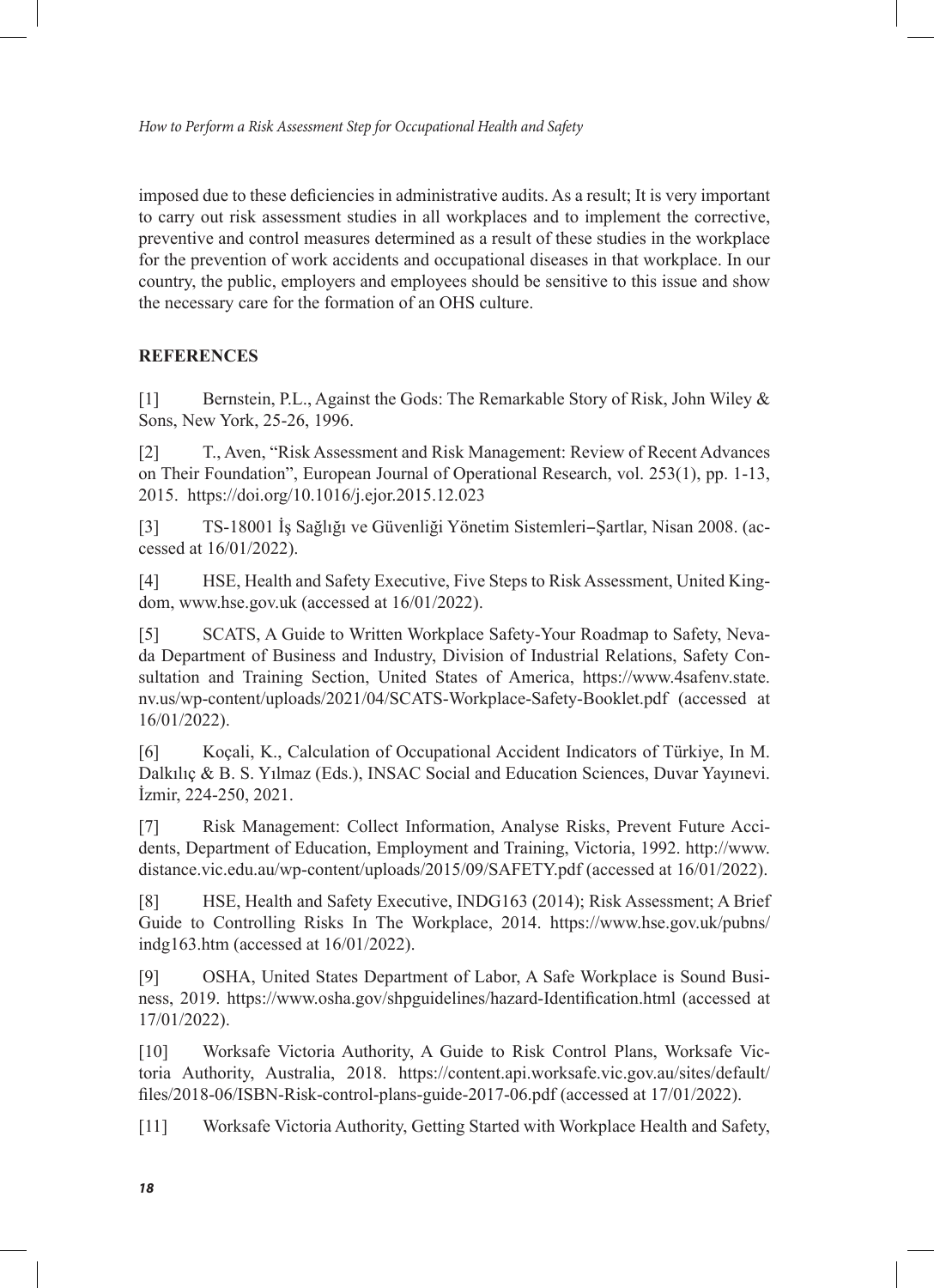imposed due to these deficiencies in administrative audits. As a result; It is very important to carry out risk assessment studies in all workplaces and to implement the corrective, preventive and control measures determined as a result of these studies in the workplace for the prevention of work accidents and occupational diseases in that workplace. In our country, the public, employers and employees should be sensitive to this issue and show the necessary care for the formation of an OHS culture.

## REFERENCES

[1] Bernstein, P.L., Against the Gods: The Remarkable Story of Risk, John Wiley & Sons, New York, 25-26, 1996.

[2] T., Aven, "Risk Assessment and Risk Management: Review of Recent Advances on Their Foundation", European Journal of Operational Research, vol. 253(1), pp. 1-13, 2015. https://doi.org/10.1016/j.ejor.2015.12.023

[3] TS-18001 İş Sağlığı ve Güvenliği Yönetim Sistemleri–Şartlar, Nisan 2008. (accessed at 16/01/2022).

[4] HSE, Health and Safety Executive, Five Steps to Risk Assessment, United Kingdom, www.hse.gov.uk (accessed at 16/01/2022).

[5] SCATS, A Guide to Written Workplace Safety-Your Roadmap to Safety, Nevada Department of Business and Industry, Division of Industrial Relations, Safety Consultation and Training Section, United States of America, https://www.4safenv.state.nv.us/wp-content/uploads/2021/04/SCATS-Workplace-Safety-Booklet.pdf (accessed at 16/01/2022).

[6] Koçali, K., Calculation of Occupational Accident Indicators of Türkiye, In M. Dalkılıç & B. S. Yılmaz (Eds.), INSAC Social and Education Sciences, Duvar Yayınevi. İzmir, 224-250, 2021.

[7] Risk Management: Collect Information, Analyse Risks, Prevent Future Accidents, Department of Education, Employment and Training, Victoria, 1992. http://www.distance.vic.edu.au/wp-content/uploads/2015/09/SAFETY.pdf (accessed at 16/01/2022).

[8] HSE, Health and Safety Executive, INDG163 (2014); Risk Assessment; A Brief Guide to Controlling Risks In The Workplace, 2014. https://www.hse.gov.uk/pubns/indg163.htm (accessed at 16/01/2022).

[9] OSHA, United States Department of Labor, A Safe Workplace is Sound Business, 2019. https://www.osha.gov/shpguidelines/hazard-Identification.html (accessed at 17/01/2022).

[10] Worksafe Victoria Authority, A Guide to Risk Control Plans, Worksafe Victoria Authority, Australia, 2018. https://content.api.worksafe.vic.gov.au/sites/default/files/2018-06/ISBN-Risk-control-plans-guide-2017-06.pdf (accessed at 17/01/2022).

[11] Worksafe Victoria Authority, Getting Started with Workplace Health and Safety,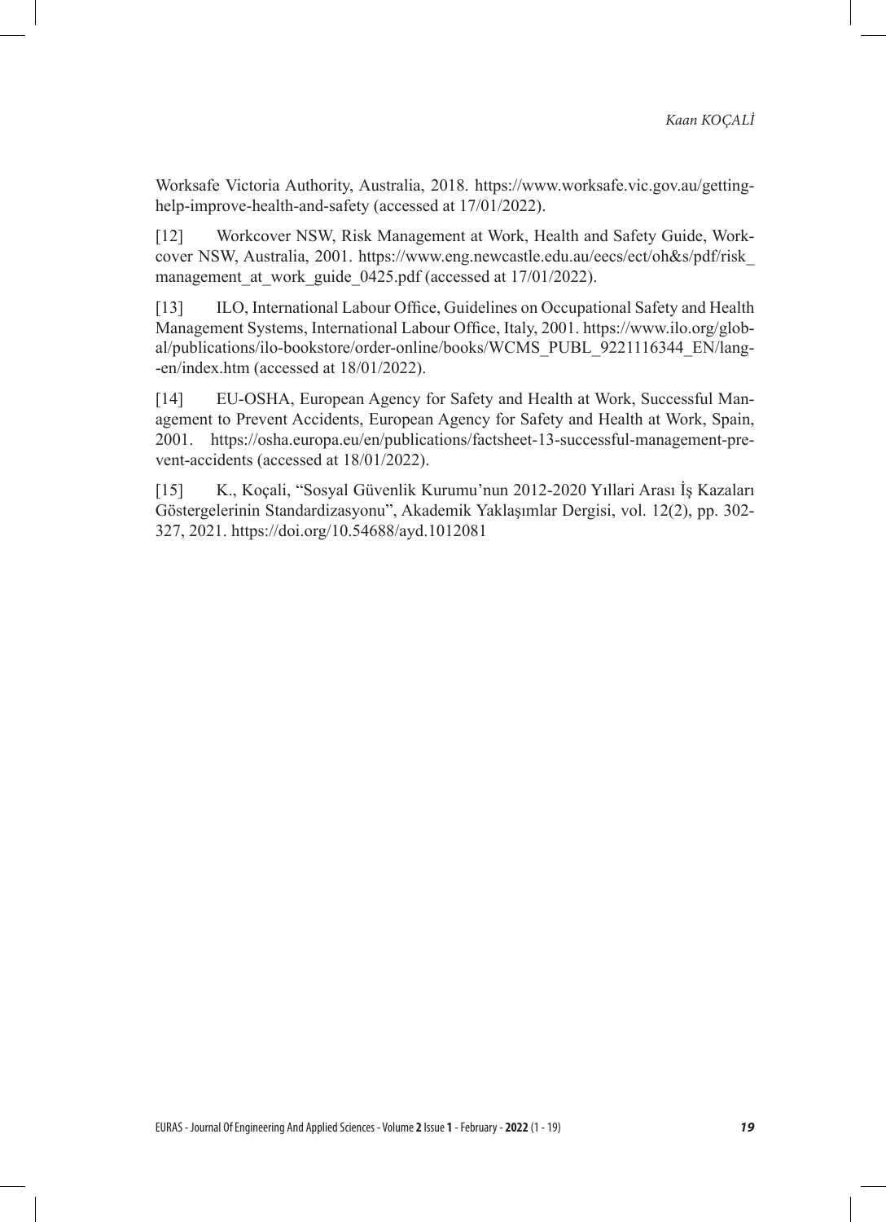Worksafe Victoria Authority, Australia, 2018. https://www.worksafe.vic.gov.au/getting-help-improve-health-and-safety (accessed at 17/01/2022).

[12] Workcover NSW, Risk Management at Work, Health and Safety Guide, Workcover NSW, Australia, 2001. https://www.eng.newcastle.edu.au/eecs/ect/oh&s/pdf/risk_management_at_work_guide_0425.pdf (accessed at 17/01/2022).

[13] ILO, International Labour Office, Guidelines on Occupational Safety and Health Management Systems, International Labour Office, Italy, 2001. https://www.ilo.org/global/publications/ilo-bookstore/order-online/books/WCMS_PUBL_9221116344_EN/lang--en/index.htm (accessed at 18/01/2022).

[14] EU-OSHA, European Agency for Safety and Health at Work, Successful Management to Prevent Accidents, European Agency for Safety and Health at Work, Spain, 2001. https://osha.europa.eu/en/publications/factsheet-13-successful-management-prevent-accidents (accessed at 18/01/2022).

[15] K., Koçali, "Sosyal Güvenlik Kurumu'nun 2012-2020 Yıllari Arası İş Kazaları Göstergelerinin Standardizasyonu", Akademik Yaklaşımlar Dergisi, vol. 12(2), pp. 302-327, 2021. https://doi.org/10.54688/ayd.1012081